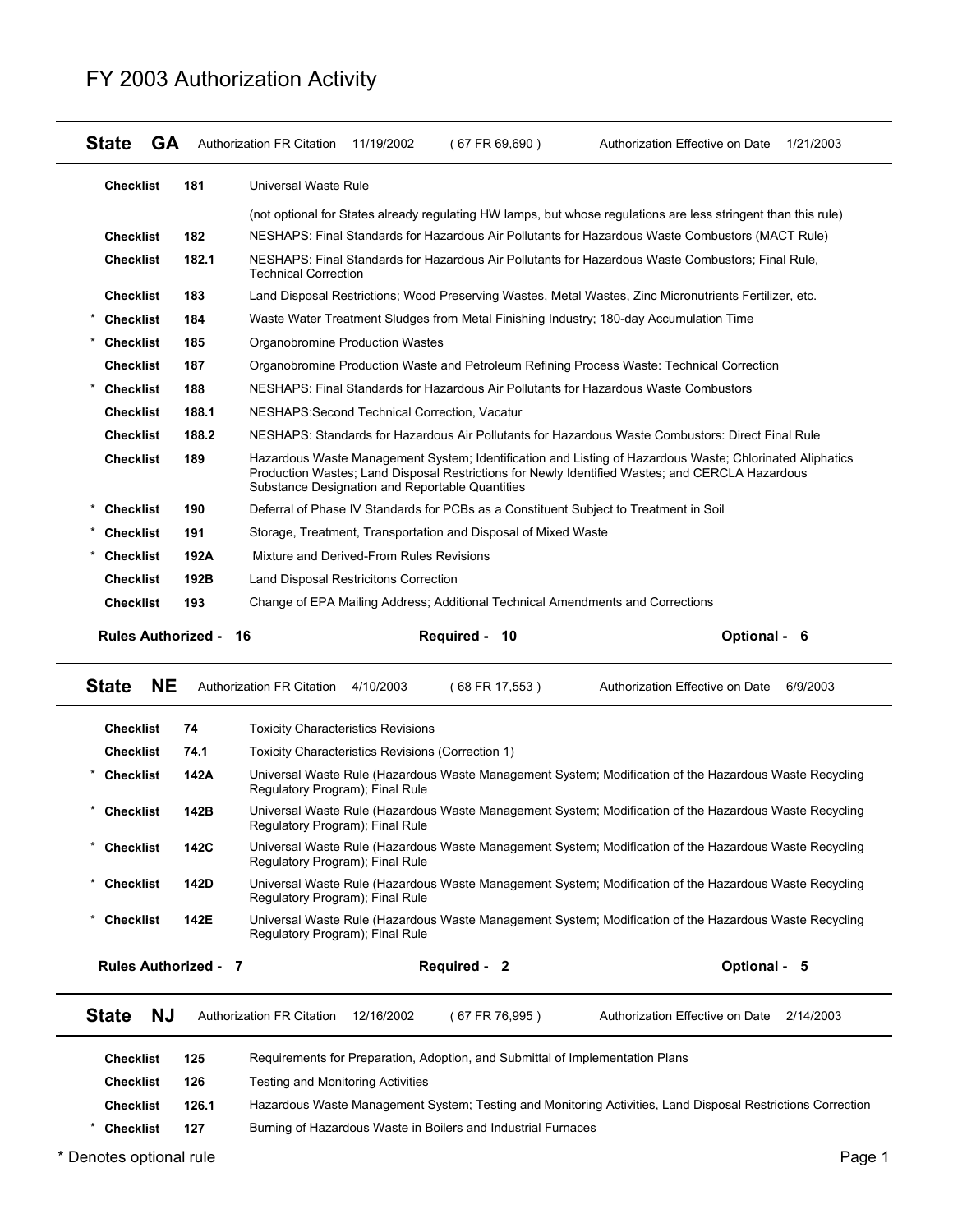# FY 2003 Authorization Activity

**State GA** Authorization FR Citation 11/19/2002 ( 67 FR 69,690 ) Authorization Effective on Date 1/21/2003

| | Checklist | | Description |
|---|---|---|---|
| | **Checklist** | **181** | Universal Waste Rule |
| | | | (not optional for States already regulating HW lamps, but whose regulations are less stringent than this rule) |
| | **Checklist** | **182** | NESHAPS: Final Standards for Hazardous Air Pollutants for Hazardous Waste Combustors (MACT Rule) |
| | **Checklist** | **182.1** | NESHAPS: Final Standards for Hazardous Air Pollutants for Hazardous Waste Combustors; Final Rule, Technical Correction |
| | **Checklist** | **183** | Land Disposal Restrictions; Wood Preserving Wastes, Metal Wastes, Zinc Micronutrients Fertilizer, etc. |
| * | **Checklist** | **184** | Waste Water Treatment Sludges from Metal Finishing Industry; 180-day Accumulation Time |
| * | **Checklist** | **185** | Organobromine Production Wastes |
| | **Checklist** | **187** | Organobromine Production Waste and Petroleum Refining Process Waste: Technical Correction |
| * | **Checklist** | **188** | NESHAPS: Final Standards for Hazardous Air Pollutants for Hazardous Waste Combustors |
| | **Checklist** | **188.1** | NESHAPS:Second Technical Correction, Vacatur |
| | **Checklist** | **188.2** | NESHAPS: Standards for Hazardous Air Pollutants for Hazardous Waste Combustors: Direct Final Rule |
| | **Checklist** | **189** | Hazardous Waste Management System; Identification and Listing of Hazardous Waste; Chlorinated Aliphatics Production Wastes; Land Disposal Restrictions for Newly Identified Wastes; and CERCLA Hazardous Substance Designation and Reportable Quantities |
| * | **Checklist** | **190** | Deferral of Phase IV Standards for PCBs as a Constituent Subject to Treatment in Soil |
| * | **Checklist** | **191** | Storage, Treatment, Transportation and Disposal of Mixed Waste |
| * | **Checklist** | **192A** | Mixture and Derived-From Rules Revisions |
| | **Checklist** | **192B** | Land Disposal Restricitons Correction |
| | **Checklist** | **193** | Change of EPA Mailing Address; Additional Technical Amendments and Corrections |

**Rules Authorized - 16** **Required - 10** **Optional - 6**

**State NE** Authorization FR Citation 4/10/2003 ( 68 FR 17,553 ) Authorization Effective on Date 6/9/2003

| | Checklist | | Description |
|---|---|---|---|
| | **Checklist** | **74** | Toxicity Characteristics Revisions |
| | **Checklist** | **74.1** | Toxicity Characteristics Revisions (Correction 1) |
| * | **Checklist** | **142A** | Universal Waste Rule (Hazardous Waste Management System; Modification of the Hazardous Waste Recycling Regulatory Program); Final Rule |
| * | **Checklist** | **142B** | Universal Waste Rule (Hazardous Waste Management System; Modification of the Hazardous Waste Recycling Regulatory Program); Final Rule |
| * | **Checklist** | **142C** | Universal Waste Rule (Hazardous Waste Management System; Modification of the Hazardous Waste Recycling Regulatory Program); Final Rule |
| * | **Checklist** | **142D** | Universal Waste Rule (Hazardous Waste Management System; Modification of the Hazardous Waste Recycling Regulatory Program); Final Rule |
| * | **Checklist** | **142E** | Universal Waste Rule (Hazardous Waste Management System; Modification of the Hazardous Waste Recycling Regulatory Program); Final Rule |

**Rules Authorized - 7** **Required - 2** **Optional - 5**

**State NJ** Authorization FR Citation 12/16/2002 ( 67 FR 76,995 ) Authorization Effective on Date 2/14/2003

| | Checklist | | Description |
|---|---|---|---|
| | **Checklist** | **125** | Requirements for Preparation, Adoption, and Submittal of Implementation Plans |
| | **Checklist** | **126** | Testing and Monitoring Activities |
| | **Checklist** | **126.1** | Hazardous Waste Management System; Testing and Monitoring Activities, Land Disposal Restrictions Correction |
| * | **Checklist** | **127** | Burning of Hazardous Waste in Boilers and Industrial Furnaces |

\* Denotes optional rule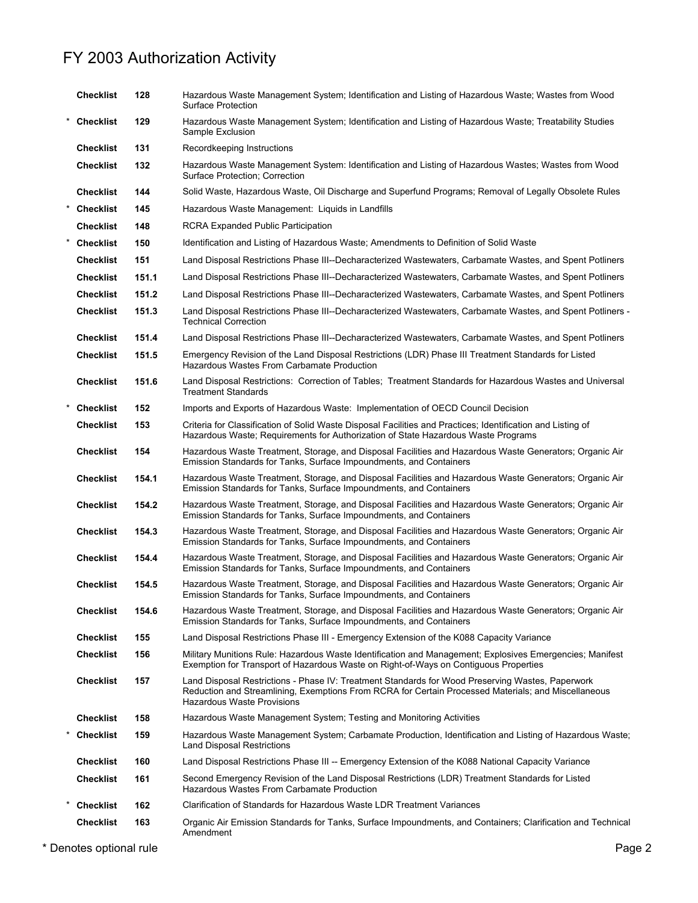# FY 2003 Authorization Activity

| | | | |
|---|---|---|---|
| | Checklist | 128 | Hazardous Waste Management System; Identification and Listing of Hazardous Waste; Wastes from Wood Surface Protection |
| * | Checklist | 129 | Hazardous Waste Management System; Identification and Listing of Hazardous Waste; Treatability Studies Sample Exclusion |
| | Checklist | 131 | Recordkeeping Instructions |
| | Checklist | 132 | Hazardous Waste Management System: Identification and Listing of Hazardous Wastes; Wastes from Wood Surface Protection; Correction |
| | Checklist | 144 | Solid Waste, Hazardous Waste, Oil Discharge and Superfund Programs; Removal of Legally Obsolete Rules |
| * | Checklist | 145 | Hazardous Waste Management: Liquids in Landfills |
| | Checklist | 148 | RCRA Expanded Public Participation |
| * | Checklist | 150 | Identification and Listing of Hazardous Waste; Amendments to Definition of Solid Waste |
| | Checklist | 151 | Land Disposal Restrictions Phase III--Decharacterized Wastewaters, Carbamate Wastes, and Spent Potliners |
| | Checklist | 151.1 | Land Disposal Restrictions Phase III--Decharacterized Wastewaters, Carbamate Wastes, and Spent Potliners |
| | Checklist | 151.2 | Land Disposal Restrictions Phase III--Decharacterized Wastewaters, Carbamate Wastes, and Spent Potliners |
| | Checklist | 151.3 | Land Disposal Restrictions Phase III--Decharacterized Wastewaters, Carbamate Wastes, and Spent Potliners - Technical Correction |
| | Checklist | 151.4 | Land Disposal Restrictions Phase III--Decharacterized Wastewaters, Carbamate Wastes, and Spent Potliners |
| | Checklist | 151.5 | Emergency Revision of the Land Disposal Restrictions (LDR) Phase III Treatment Standards for Listed Hazardous Wastes From Carbamate Production |
| | Checklist | 151.6 | Land Disposal Restrictions: Correction of Tables; Treatment Standards for Hazardous Wastes and Universal Treatment Standards |
| * | Checklist | 152 | Imports and Exports of Hazardous Waste: Implementation of OECD Council Decision |
| | Checklist | 153 | Criteria for Classification of Solid Waste Disposal Facilities and Practices; Identification and Listing of Hazardous Waste; Requirements for Authorization of State Hazardous Waste Programs |
| | Checklist | 154 | Hazardous Waste Treatment, Storage, and Disposal Facilities and Hazardous Waste Generators; Organic Air Emission Standards for Tanks, Surface Impoundments, and Containers |
| | Checklist | 154.1 | Hazardous Waste Treatment, Storage, and Disposal Facilities and Hazardous Waste Generators; Organic Air Emission Standards for Tanks, Surface Impoundments, and Containers |
| | Checklist | 154.2 | Hazardous Waste Treatment, Storage, and Disposal Facilities and Hazardous Waste Generators; Organic Air Emission Standards for Tanks, Surface Impoundments, and Containers |
| | Checklist | 154.3 | Hazardous Waste Treatment, Storage, and Disposal Facilities and Hazardous Waste Generators; Organic Air Emission Standards for Tanks, Surface Impoundments, and Containers |
| | Checklist | 154.4 | Hazardous Waste Treatment, Storage, and Disposal Facilities and Hazardous Waste Generators; Organic Air Emission Standards for Tanks, Surface Impoundments, and Containers |
| | Checklist | 154.5 | Hazardous Waste Treatment, Storage, and Disposal Facilities and Hazardous Waste Generators; Organic Air Emission Standards for Tanks, Surface Impoundments, and Containers |
| | Checklist | 154.6 | Hazardous Waste Treatment, Storage, and Disposal Facilities and Hazardous Waste Generators; Organic Air Emission Standards for Tanks, Surface Impoundments, and Containers |
| | Checklist | 155 | Land Disposal Restrictions Phase III - Emergency Extension of the K088 Capacity Variance |
| | Checklist | 156 | Military Munitions Rule: Hazardous Waste Identification and Management; Explosives Emergencies; Manifest Exemption for Transport of Hazardous Waste on Right-of-Ways on Contiguous Properties |
| | Checklist | 157 | Land Disposal Restrictions - Phase IV: Treatment Standards for Wood Preserving Wastes, Paperwork Reduction and Streamlining, Exemptions From RCRA for Certain Processed Materials; and Miscellaneous Hazardous Waste Provisions |
| | Checklist | 158 | Hazardous Waste Management System; Testing and Monitoring Activities |
| * | Checklist | 159 | Hazardous Waste Management System; Carbamate Production, Identification and Listing of Hazardous Waste; Land Disposal Restrictions |
| | Checklist | 160 | Land Disposal Restrictions Phase III -- Emergency Extension of the K088 National Capacity Variance |
| | Checklist | 161 | Second Emergency Revision of the Land Disposal Restrictions (LDR) Treatment Standards for Listed Hazardous Wastes From Carbamate Production |
| * | Checklist | 162 | Clarification of Standards for Hazardous Waste LDR Treatment Variances |
| | Checklist | 163 | Organic Air Emission Standards for Tanks, Surface Impoundments, and Containers; Clarification and Technical Amendment |

* Denotes optional rule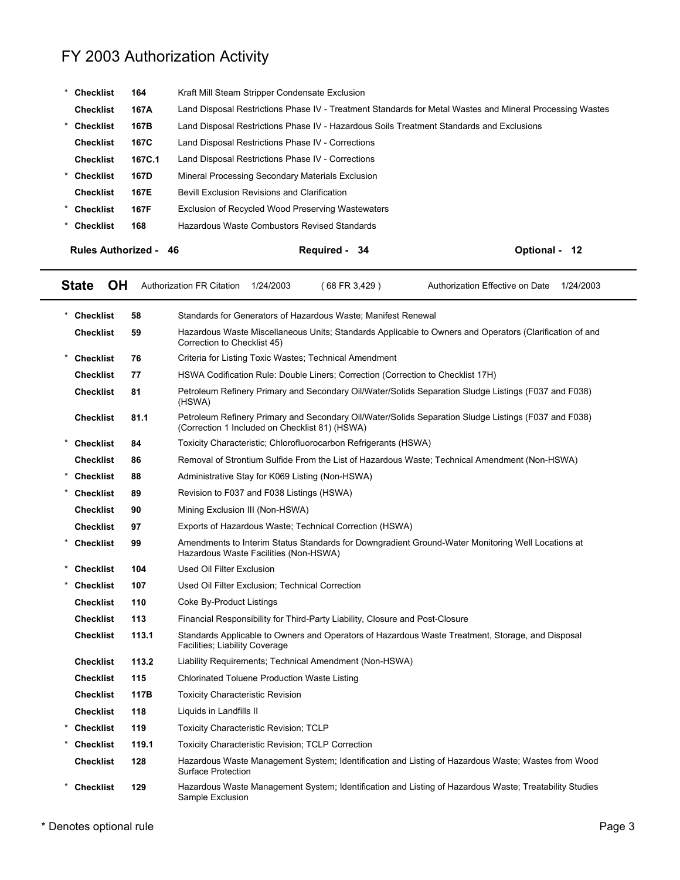# FY 2003 Authorization Activity

| | | | |
|---|---|---|---|
| * | **Checklist** | **164** | Kraft Mill Steam Stripper Condensate Exclusion |
| | **Checklist** | **167A** | Land Disposal Restrictions Phase IV - Treatment Standards for Metal Wastes and Mineral Processing Wastes |
| * | **Checklist** | **167B** | Land Disposal Restrictions Phase IV - Hazardous Soils Treatment Standards and Exclusions |
| | **Checklist** | **167C** | Land Disposal Restrictions Phase IV - Corrections |
| | **Checklist** | **167C.1** | Land Disposal Restrictions Phase IV - Corrections |
| * | **Checklist** | **167D** | Mineral Processing Secondary Materials Exclusion |
| | **Checklist** | **167E** | Bevill Exclusion Revisions and Clarification |
| * | **Checklist** | **167F** | Exclusion of Recycled Wood Preserving Wastewaters |
| * | **Checklist** | **168** | Hazardous Waste Combustors Revised Standards |

**Rules Authorized - 46** **Required - 34** **Optional - 12**

---

**State OH** Authorization FR Citation 1/24/2003 ( 68 FR 3,429 ) Authorization Effective on Date 1/24/2003

---

| | | | |
|---|---|---|---|
| * | **Checklist** | **58** | Standards for Generators of Hazardous Waste; Manifest Renewal |
| | **Checklist** | **59** | Hazardous Waste Miscellaneous Units; Standards Applicable to Owners and Operators (Clarification of and Correction to Checklist 45) |
| * | **Checklist** | **76** | Criteria for Listing Toxic Wastes; Technical Amendment |
| | **Checklist** | **77** | HSWA Codification Rule: Double Liners; Correction (Correction to Checklist 17H) |
| | **Checklist** | **81** | Petroleum Refinery Primary and Secondary Oil/Water/Solids Separation Sludge Listings (F037 and F038) (HSWA) |
| | **Checklist** | **81.1** | Petroleum Refinery Primary and Secondary Oil/Water/Solids Separation Sludge Listings (F037 and F038) (Correction 1 Included on Checklist 81) (HSWA) |
| * | **Checklist** | **84** | Toxicity Characteristic; Chlorofluorocarbon Refrigerants (HSWA) |
| | **Checklist** | **86** | Removal of Strontium Sulfide From the List of Hazardous Waste; Technical Amendment (Non-HSWA) |
| * | **Checklist** | **88** | Administrative Stay for K069 Listing (Non-HSWA) |
| * | **Checklist** | **89** | Revision to F037 and F038 Listings (HSWA) |
| | **Checklist** | **90** | Mining Exclusion III (Non-HSWA) |
| | **Checklist** | **97** | Exports of Hazardous Waste; Technical Correction (HSWA) |
| * | **Checklist** | **99** | Amendments to Interim Status Standards for Downgradient Ground-Water Monitoring Well Locations at Hazardous Waste Facilities (Non-HSWA) |
| * | **Checklist** | **104** | Used Oil Filter Exclusion |
| * | **Checklist** | **107** | Used Oil Filter Exclusion; Technical Correction |
| | **Checklist** | **110** | Coke By-Product Listings |
| | **Checklist** | **113** | Financial Responsibility for Third-Party Liability, Closure and Post-Closure |
| | **Checklist** | **113.1** | Standards Applicable to Owners and Operators of Hazardous Waste Treatment, Storage, and Disposal Facilities; Liability Coverage |
| | **Checklist** | **113.2** | Liability Requirements; Technical Amendment (Non-HSWA) |
| | **Checklist** | **115** | Chlorinated Toluene Production Waste Listing |
| | **Checklist** | **117B** | Toxicity Characteristic Revision |
| | **Checklist** | **118** | Liquids in Landfills II |
| * | **Checklist** | **119** | Toxicity Characteristic Revision; TCLP |
| * | **Checklist** | **119.1** | Toxicity Characteristic Revision; TCLP Correction |
| | **Checklist** | **128** | Hazardous Waste Management System; Identification and Listing of Hazardous Waste; Wastes from Wood Surface Protection |
| * | **Checklist** | **129** | Hazardous Waste Management System; Identification and Listing of Hazardous Waste; Treatability Studies Sample Exclusion |

\* Denotes optional rule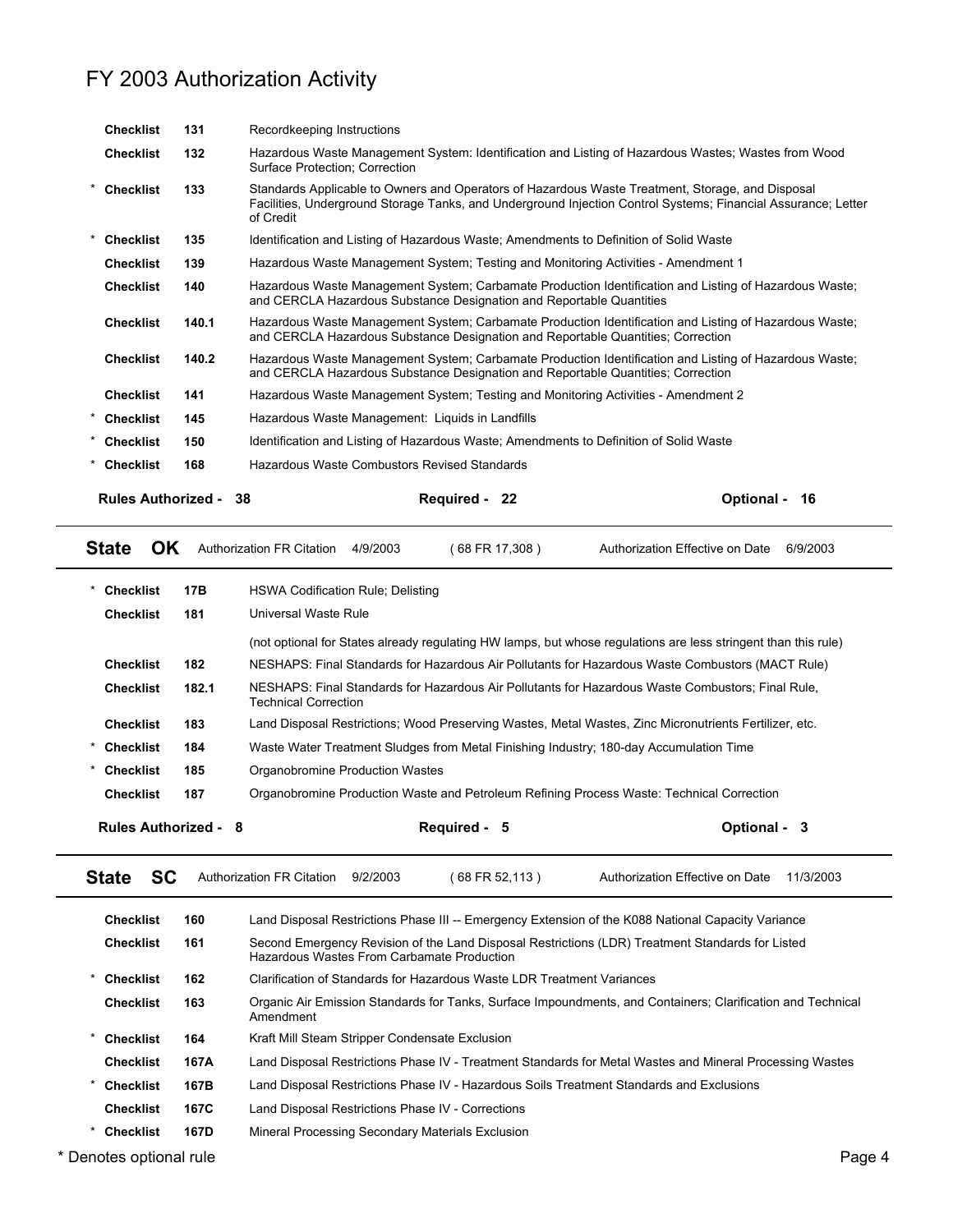# FY 2003 Authorization Activity

| | | | |
|---|---|---|---|
| | Checklist | 131 | Recordkeeping Instructions |
| | Checklist | 132 | Hazardous Waste Management System: Identification and Listing of Hazardous Wastes; Wastes from Wood Surface Protection; Correction |
| * | Checklist | 133 | Standards Applicable to Owners and Operators of Hazardous Waste Treatment, Storage, and Disposal Facilities, Underground Storage Tanks, and Underground Injection Control Systems; Financial Assurance; Letter of Credit |
| * | Checklist | 135 | Identification and Listing of Hazardous Waste; Amendments to Definition of Solid Waste |
| | Checklist | 139 | Hazardous Waste Management System; Testing and Monitoring Activities - Amendment 1 |
| | Checklist | 140 | Hazardous Waste Management System; Carbamate Production Identification and Listing of Hazardous Waste; and CERCLA Hazardous Substance Designation and Reportable Quantities |
| | Checklist | 140.1 | Hazardous Waste Management System; Carbamate Production Identification and Listing of Hazardous Waste; and CERCLA Hazardous Substance Designation and Reportable Quantities; Correction |
| | Checklist | 140.2 | Hazardous Waste Management System; Carbamate Production Identification and Listing of Hazardous Waste; and CERCLA Hazardous Substance Designation and Reportable Quantities; Correction |
| | Checklist | 141 | Hazardous Waste Management System; Testing and Monitoring Activities - Amendment 2 |
| * | Checklist | 145 | Hazardous Waste Management: Liquids in Landfills |
| * | Checklist | 150 | Identification and Listing of Hazardous Waste; Amendments to Definition of Solid Waste |
| * | Checklist | 168 | Hazardous Waste Combustors Revised Standards |

**Rules Authorized - 38** | **Required - 22** | **Optional - 16**

---

**State OK** | Authorization FR Citation 4/9/2003 (68 FR 17,308) | Authorization Effective on Date 6/9/2003

| | | | |
|---|---|---|---|
| * | Checklist | 17B | HSWA Codification Rule; Delisting |
| | Checklist | 181 | Universal Waste Rule (not optional for States already regulating HW lamps, but whose regulations are less stringent than this rule) |
| | Checklist | 182 | NESHAPS: Final Standards for Hazardous Air Pollutants for Hazardous Waste Combustors (MACT Rule) |
| | Checklist | 182.1 | NESHAPS: Final Standards for Hazardous Air Pollutants for Hazardous Waste Combustors; Final Rule, Technical Correction |
| | Checklist | 183 | Land Disposal Restrictions; Wood Preserving Wastes, Metal Wastes, Zinc Micronutrients Fertilizer, etc. |
| * | Checklist | 184 | Waste Water Treatment Sludges from Metal Finishing Industry; 180-day Accumulation Time |
| * | Checklist | 185 | Organobromine Production Wastes |
| | Checklist | 187 | Organobromine Production Waste and Petroleum Refining Process Waste: Technical Correction |

**Rules Authorized - 8** | **Required - 5** | **Optional - 3**

---

**State SC** | Authorization FR Citation 9/2/2003 (68 FR 52,113) | Authorization Effective on Date 11/3/2003

| | | | |
|---|---|---|---|
| | Checklist | 160 | Land Disposal Restrictions Phase III -- Emergency Extension of the K088 National Capacity Variance |
| | Checklist | 161 | Second Emergency Revision of the Land Disposal Restrictions (LDR) Treatment Standards for Listed Hazardous Wastes From Carbamate Production |
| * | Checklist | 162 | Clarification of Standards for Hazardous Waste LDR Treatment Variances |
| | Checklist | 163 | Organic Air Emission Standards for Tanks, Surface Impoundments, and Containers; Clarification and Technical Amendment |
| * | Checklist | 164 | Kraft Mill Steam Stripper Condensate Exclusion |
| | Checklist | 167A | Land Disposal Restrictions Phase IV - Treatment Standards for Metal Wastes and Mineral Processing Wastes |
| * | Checklist | 167B | Land Disposal Restrictions Phase IV - Hazardous Soils Treatment Standards and Exclusions |
| | Checklist | 167C | Land Disposal Restrictions Phase IV - Corrections |
| * | Checklist | 167D | Mineral Processing Secondary Materials Exclusion |

\* Denotes optional rule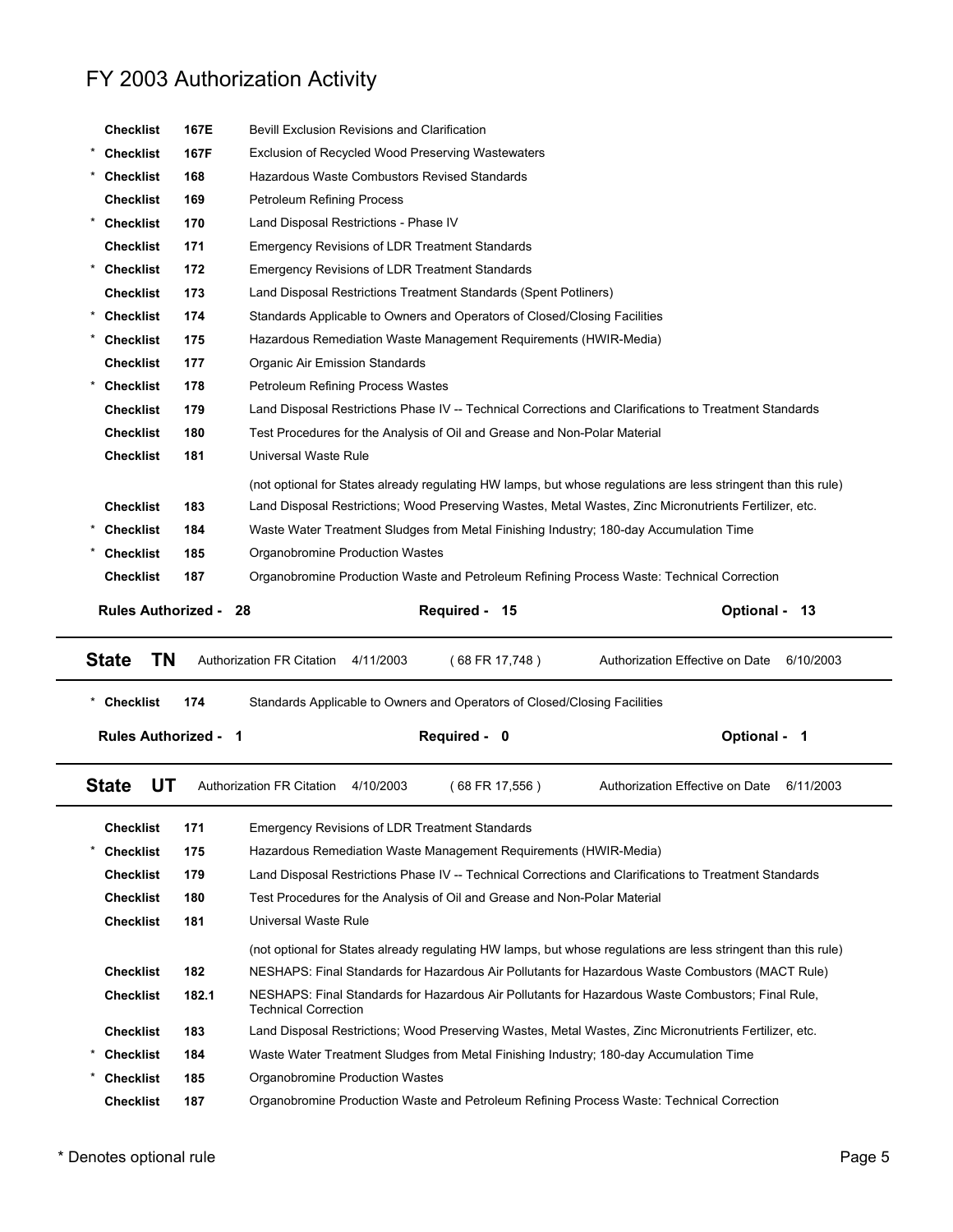# FY 2003 Authorization Activity

| | | | |
|---|---|---|---|
| | Checklist | 167E | Bevill Exclusion Revisions and Clarification |
| * | Checklist | 167F | Exclusion of Recycled Wood Preserving Wastewaters |
| * | Checklist | 168 | Hazardous Waste Combustors Revised Standards |
| | Checklist | 169 | Petroleum Refining Process |
| * | Checklist | 170 | Land Disposal Restrictions - Phase IV |
| | Checklist | 171 | Emergency Revisions of LDR Treatment Standards |
| * | Checklist | 172 | Emergency Revisions of LDR Treatment Standards |
| | Checklist | 173 | Land Disposal Restrictions Treatment Standards (Spent Potliners) |
| * | Checklist | 174 | Standards Applicable to Owners and Operators of Closed/Closing Facilities |
| * | Checklist | 175 | Hazardous Remediation Waste Management Requirements (HWIR-Media) |
| | Checklist | 177 | Organic Air Emission Standards |
| * | Checklist | 178 | Petroleum Refining Process Wastes |
| | Checklist | 179 | Land Disposal Restrictions Phase IV -- Technical Corrections and Clarifications to Treatment Standards |
| | Checklist | 180 | Test Procedures for the Analysis of Oil and Grease and Non-Polar Material |
| | Checklist | 181 | Universal Waste Rule (not optional for States already regulating HW lamps, but whose regulations are less stringent than this rule) |
| | Checklist | 183 | Land Disposal Restrictions; Wood Preserving Wastes, Metal Wastes, Zinc Micronutrients Fertilizer, etc. |
| * | Checklist | 184 | Waste Water Treatment Sludges from Metal Finishing Industry; 180-day Accumulation Time |
| * | Checklist | 185 | Organobromine Production Wastes |
| | Checklist | 187 | Organobromine Production Waste and Petroleum Refining Process Waste: Technical Correction |

**Rules Authorized - 28** **Required - 15** **Optional - 13**

---

**State TN** Authorization FR Citation 4/11/2003 ( 68 FR 17,748 ) Authorization Effective on Date 6/10/2003

| | | | |
|---|---|---|---|
| * | Checklist | 174 | Standards Applicable to Owners and Operators of Closed/Closing Facilities |

**Rules Authorized - 1** **Required - 0** **Optional - 1**

---

**State UT** Authorization FR Citation 4/10/2003 ( 68 FR 17,556 ) Authorization Effective on Date 6/11/2003

| | | | |
|---|---|---|---|
| | Checklist | 171 | Emergency Revisions of LDR Treatment Standards |
| * | Checklist | 175 | Hazardous Remediation Waste Management Requirements (HWIR-Media) |
| | Checklist | 179 | Land Disposal Restrictions Phase IV -- Technical Corrections and Clarifications to Treatment Standards |
| | Checklist | 180 | Test Procedures for the Analysis of Oil and Grease and Non-Polar Material |
| | Checklist | 181 | Universal Waste Rule (not optional for States already regulating HW lamps, but whose regulations are less stringent than this rule) |
| | Checklist | 182 | NESHAPS: Final Standards for Hazardous Air Pollutants for Hazardous Waste Combustors (MACT Rule) |
| | Checklist | 182.1 | NESHAPS: Final Standards for Hazardous Air Pollutants for Hazardous Waste Combustors; Final Rule, Technical Correction |
| | Checklist | 183 | Land Disposal Restrictions; Wood Preserving Wastes, Metal Wastes, Zinc Micronutrients Fertilizer, etc. |
| * | Checklist | 184 | Waste Water Treatment Sludges from Metal Finishing Industry; 180-day Accumulation Time |
| * | Checklist | 185 | Organobromine Production Wastes |
| | Checklist | 187 | Organobromine Production Waste and Petroleum Refining Process Waste: Technical Correction |

\* Denotes optional rule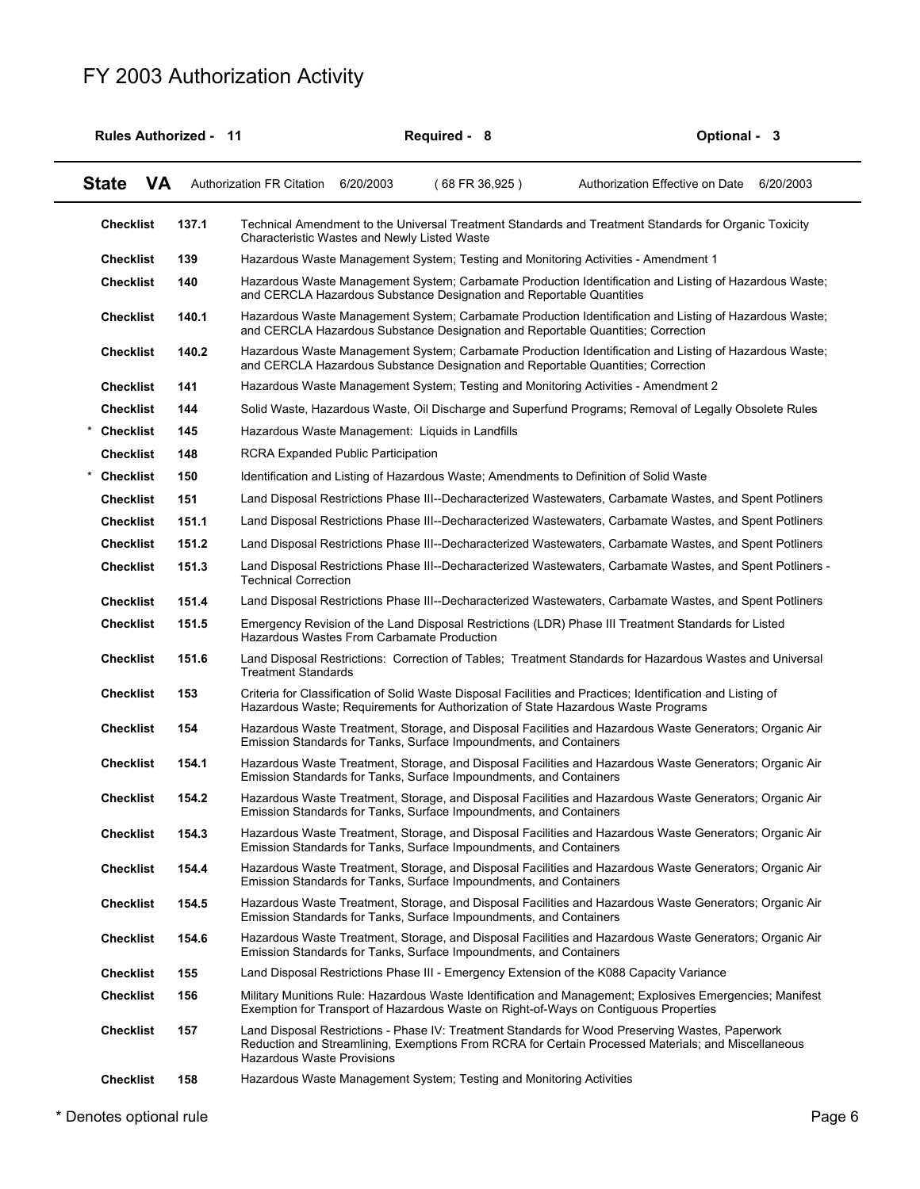# FY 2003 Authorization Activity

**Rules Authorized - 11** | **Required - 8** | **Optional - 3**

**State VA** | Authorization FR Citation 6/20/2003 ( 68 FR 36,925 ) | Authorization Effective on Date 6/20/2003

| | Checklist | Description |
|---|---|---|
| | **Checklist 137.1** | Technical Amendment to the Universal Treatment Standards and Treatment Standards for Organic Toxicity Characteristic Wastes and Newly Listed Waste |
| | **Checklist 139** | Hazardous Waste Management System; Testing and Monitoring Activities - Amendment 1 |
| | **Checklist 140** | Hazardous Waste Management System; Carbamate Production Identification and Listing of Hazardous Waste; and CERCLA Hazardous Substance Designation and Reportable Quantities |
| | **Checklist 140.1** | Hazardous Waste Management System; Carbamate Production Identification and Listing of Hazardous Waste; and CERCLA Hazardous Substance Designation and Reportable Quantities; Correction |
| | **Checklist 140.2** | Hazardous Waste Management System; Carbamate Production Identification and Listing of Hazardous Waste; and CERCLA Hazardous Substance Designation and Reportable Quantities; Correction |
| | **Checklist 141** | Hazardous Waste Management System; Testing and Monitoring Activities - Amendment 2 |
| | **Checklist 144** | Solid Waste, Hazardous Waste, Oil Discharge and Superfund Programs; Removal of Legally Obsolete Rules |
| * | **Checklist 145** | Hazardous Waste Management: Liquids in Landfills |
| | **Checklist 148** | RCRA Expanded Public Participation |
| * | **Checklist 150** | Identification and Listing of Hazardous Waste; Amendments to Definition of Solid Waste |
| | **Checklist 151** | Land Disposal Restrictions Phase III--Decharacterized Wastewaters, Carbamate Wastes, and Spent Potliners |
| | **Checklist 151.1** | Land Disposal Restrictions Phase III--Decharacterized Wastewaters, Carbamate Wastes, and Spent Potliners |
| | **Checklist 151.2** | Land Disposal Restrictions Phase III--Decharacterized Wastewaters, Carbamate Wastes, and Spent Potliners |
| | **Checklist 151.3** | Land Disposal Restrictions Phase III--Decharacterized Wastewaters, Carbamate Wastes, and Spent Potliners - Technical Correction |
| | **Checklist 151.4** | Land Disposal Restrictions Phase III--Decharacterized Wastewaters, Carbamate Wastes, and Spent Potliners |
| | **Checklist 151.5** | Emergency Revision of the Land Disposal Restrictions (LDR) Phase III Treatment Standards for Listed Hazardous Wastes From Carbamate Production |
| | **Checklist 151.6** | Land Disposal Restrictions: Correction of Tables; Treatment Standards for Hazardous Wastes and Universal Treatment Standards |
| | **Checklist 153** | Criteria for Classification of Solid Waste Disposal Facilities and Practices; Identification and Listing of Hazardous Waste; Requirements for Authorization of State Hazardous Waste Programs |
| | **Checklist 154** | Hazardous Waste Treatment, Storage, and Disposal Facilities and Hazardous Waste Generators; Organic Air Emission Standards for Tanks, Surface Impoundments, and Containers |
| | **Checklist 154.1** | Hazardous Waste Treatment, Storage, and Disposal Facilities and Hazardous Waste Generators; Organic Air Emission Standards for Tanks, Surface Impoundments, and Containers |
| | **Checklist 154.2** | Hazardous Waste Treatment, Storage, and Disposal Facilities and Hazardous Waste Generators; Organic Air Emission Standards for Tanks, Surface Impoundments, and Containers |
| | **Checklist 154.3** | Hazardous Waste Treatment, Storage, and Disposal Facilities and Hazardous Waste Generators; Organic Air Emission Standards for Tanks, Surface Impoundments, and Containers |
| | **Checklist 154.4** | Hazardous Waste Treatment, Storage, and Disposal Facilities and Hazardous Waste Generators; Organic Air Emission Standards for Tanks, Surface Impoundments, and Containers |
| | **Checklist 154.5** | Hazardous Waste Treatment, Storage, and Disposal Facilities and Hazardous Waste Generators; Organic Air Emission Standards for Tanks, Surface Impoundments, and Containers |
| | **Checklist 154.6** | Hazardous Waste Treatment, Storage, and Disposal Facilities and Hazardous Waste Generators; Organic Air Emission Standards for Tanks, Surface Impoundments, and Containers |
| | **Checklist 155** | Land Disposal Restrictions Phase III - Emergency Extension of the K088 Capacity Variance |
| | **Checklist 156** | Military Munitions Rule: Hazardous Waste Identification and Management; Explosives Emergencies; Manifest Exemption for Transport of Hazardous Waste on Right-of-Ways on Contiguous Properties |
| | **Checklist 157** | Land Disposal Restrictions - Phase IV: Treatment Standards for Wood Preserving Wastes, Paperwork Reduction and Streamlining, Exemptions From RCRA for Certain Processed Materials; and Miscellaneous Hazardous Waste Provisions |
| | **Checklist 158** | Hazardous Waste Management System; Testing and Monitoring Activities |

\* Denotes optional rule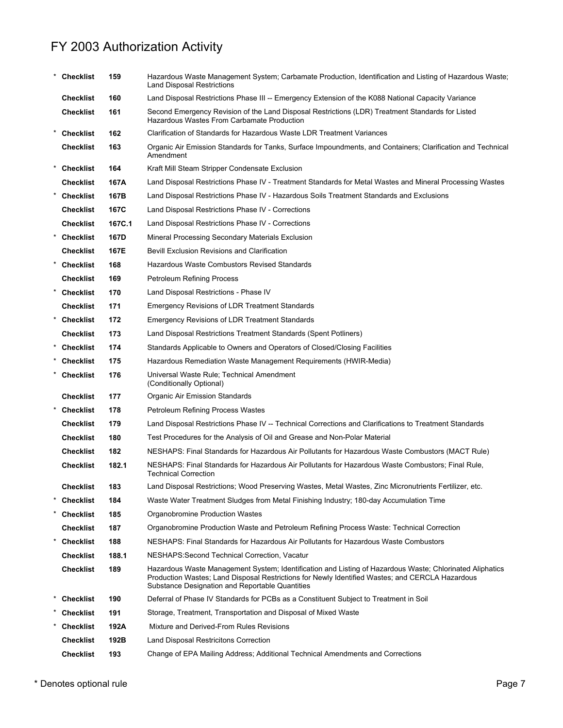# FY 2003 Authorization Activity

| | | | |
|---|---|---|---|
| * | **Checklist** | **159** | Hazardous Waste Management System; Carbamate Production, Identification and Listing of Hazardous Waste; Land Disposal Restrictions |
| | **Checklist** | **160** | Land Disposal Restrictions Phase III -- Emergency Extension of the K088 National Capacity Variance |
| | **Checklist** | **161** | Second Emergency Revision of the Land Disposal Restrictions (LDR) Treatment Standards for Listed Hazardous Wastes From Carbamate Production |
| * | **Checklist** | **162** | Clarification of Standards for Hazardous Waste LDR Treatment Variances |
| | **Checklist** | **163** | Organic Air Emission Standards for Tanks, Surface Impoundments, and Containers; Clarification and Technical Amendment |
| * | **Checklist** | **164** | Kraft Mill Steam Stripper Condensate Exclusion |
| | **Checklist** | **167A** | Land Disposal Restrictions Phase IV - Treatment Standards for Metal Wastes and Mineral Processing Wastes |
| * | **Checklist** | **167B** | Land Disposal Restrictions Phase IV - Hazardous Soils Treatment Standards and Exclusions |
| | **Checklist** | **167C** | Land Disposal Restrictions Phase IV - Corrections |
| | **Checklist** | **167C.1** | Land Disposal Restrictions Phase IV - Corrections |
| * | **Checklist** | **167D** | Mineral Processing Secondary Materials Exclusion |
| | **Checklist** | **167E** | Bevill Exclusion Revisions and Clarification |
| * | **Checklist** | **168** | Hazardous Waste Combustors Revised Standards |
| | **Checklist** | **169** | Petroleum Refining Process |
| * | **Checklist** | **170** | Land Disposal Restrictions - Phase IV |
| | **Checklist** | **171** | Emergency Revisions of LDR Treatment Standards |
| * | **Checklist** | **172** | Emergency Revisions of LDR Treatment Standards |
| | **Checklist** | **173** | Land Disposal Restrictions Treatment Standards (Spent Potliners) |
| * | **Checklist** | **174** | Standards Applicable to Owners and Operators of Closed/Closing Facilities |
| * | **Checklist** | **175** | Hazardous Remediation Waste Management Requirements (HWIR-Media) |
| * | **Checklist** | **176** | Universal Waste Rule; Technical Amendment (Conditionally Optional) |
| | **Checklist** | **177** | Organic Air Emission Standards |
| * | **Checklist** | **178** | Petroleum Refining Process Wastes |
| | **Checklist** | **179** | Land Disposal Restrictions Phase IV -- Technical Corrections and Clarifications to Treatment Standards |
| | **Checklist** | **180** | Test Procedures for the Analysis of Oil and Grease and Non-Polar Material |
| | **Checklist** | **182** | NESHAPS: Final Standards for Hazardous Air Pollutants for Hazardous Waste Combustors (MACT Rule) |
| | **Checklist** | **182.1** | NESHAPS: Final Standards for Hazardous Air Pollutants for Hazardous Waste Combustors; Final Rule, Technical Correction |
| | **Checklist** | **183** | Land Disposal Restrictions; Wood Preserving Wastes, Metal Wastes, Zinc Micronutrients Fertilizer, etc. |
| * | **Checklist** | **184** | Waste Water Treatment Sludges from Metal Finishing Industry; 180-day Accumulation Time |
| * | **Checklist** | **185** | Organobromine Production Wastes |
| | **Checklist** | **187** | Organobromine Production Waste and Petroleum Refining Process Waste: Technical Correction |
| * | **Checklist** | **188** | NESHAPS: Final Standards for Hazardous Air Pollutants for Hazardous Waste Combustors |
| | **Checklist** | **188.1** | NESHAPS:Second Technical Correction, Vacatur |
| | **Checklist** | **189** | Hazardous Waste Management System; Identification and Listing of Hazardous Waste; Chlorinated Aliphatics Production Wastes; Land Disposal Restrictions for Newly Identified Wastes; and CERCLA Hazardous Substance Designation and Reportable Quantities |
| * | **Checklist** | **190** | Deferral of Phase IV Standards for PCBs as a Constituent Subject to Treatment in Soil |
| * | **Checklist** | **191** | Storage, Treatment, Transportation and Disposal of Mixed Waste |
| * | **Checklist** | **192A** | Mixture and Derived-From Rules Revisions |
| | **Checklist** | **192B** | Land Disposal Restricitons Correction |
| | **Checklist** | **193** | Change of EPA Mailing Address; Additional Technical Amendments and Corrections |

* Denotes optional rule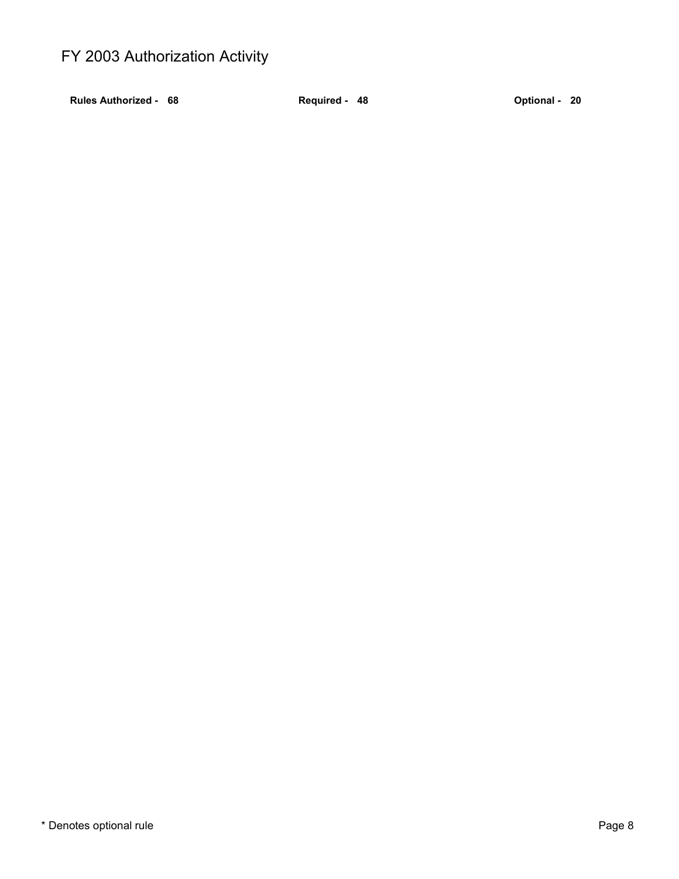# FY 2003 Authorization Activity

**Rules Authorized - 68** **Required - 48** **Optional - 20**

\* Denotes optional rule